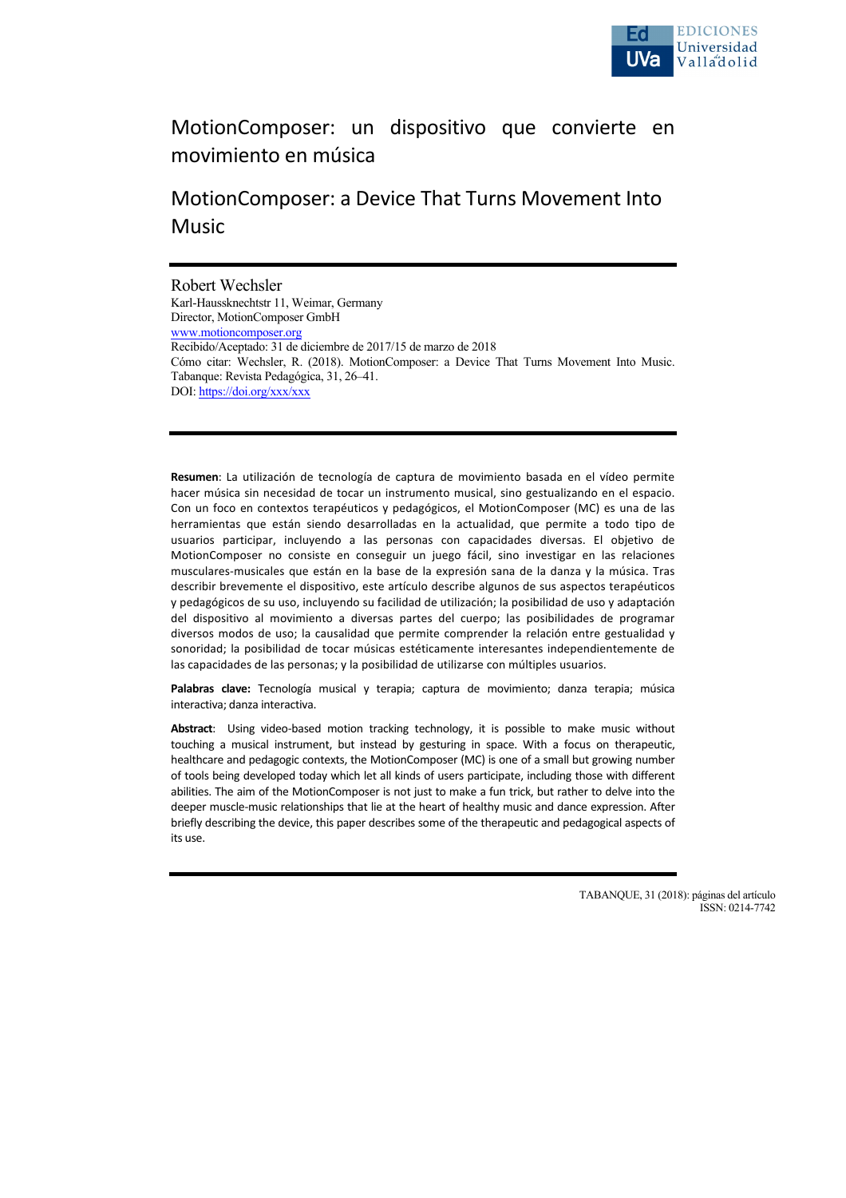# MotionComposer: un dispositivo que convierte en movimiento en música

# MotionComposer: a Device That Turns Movement Into Music

Robert Wechsler
Karl-Haussknechtstr 11, Weimar, Germany
Director, MotionComposer GmbH
www.motioncomposer.org
Recibido/Aceptado: 31 de diciembre de 2017/15 de marzo de 2018
Cómo citar: Wechsler, R. (2018). MotionComposer: a Device That Turns Movement Into Music. Tabanque: Revista Pedagógica, 31, 26–41.
DOI: https://doi.org/xxx/xxx

**Resumen**: La utilización de tecnología de captura de movimiento basada en el vídeo permite hacer música sin necesidad de tocar un instrumento musical, sino gestualizando en el espacio. Con un foco en contextos terapéuticos y pedagógicos, el MotionComposer (MC) es una de las herramientas que están siendo desarrolladas en la actualidad, que permite a todo tipo de usuarios participar, incluyendo a las personas con capacidades diversas. El objetivo de MotionComposer no consiste en conseguir un juego fácil, sino investigar en las relaciones musculares-musicales que están en la base de la expresión sana de la danza y la música. Tras describir brevemente el dispositivo, este artículo describe algunos de sus aspectos terapéuticos y pedagógicos de su uso, incluyendo su facilidad de utilización; la posibilidad de uso y adaptación del dispositivo al movimiento a diversas partes del cuerpo; las posibilidades de programar diversos modos de uso; la causalidad que permite comprender la relación entre gestualidad y sonoridad; la posibilidad de tocar músicas estéticamente interesantes independientemente de las capacidades de las personas; y la posibilidad de utilizarse con múltiples usuarios.

**Palabras clave:** Tecnología musical y terapia; captura de movimiento; danza terapia; música interactiva; danza interactiva.

**Abstract**: Using video-based motion tracking technology, it is possible to make music without touching a musical instrument, but instead by gesturing in space. With a focus on therapeutic, healthcare and pedagogic contexts, the MotionComposer (MC) is one of a small but growing number of tools being developed today which let all kinds of users participate, including those with different abilities. The aim of the MotionComposer is not just to make a fun trick, but rather to delve into the deeper muscle-music relationships that lie at the heart of healthy music and dance expression. After briefly describing the device, this paper describes some of the therapeutic and pedagogical aspects of its use.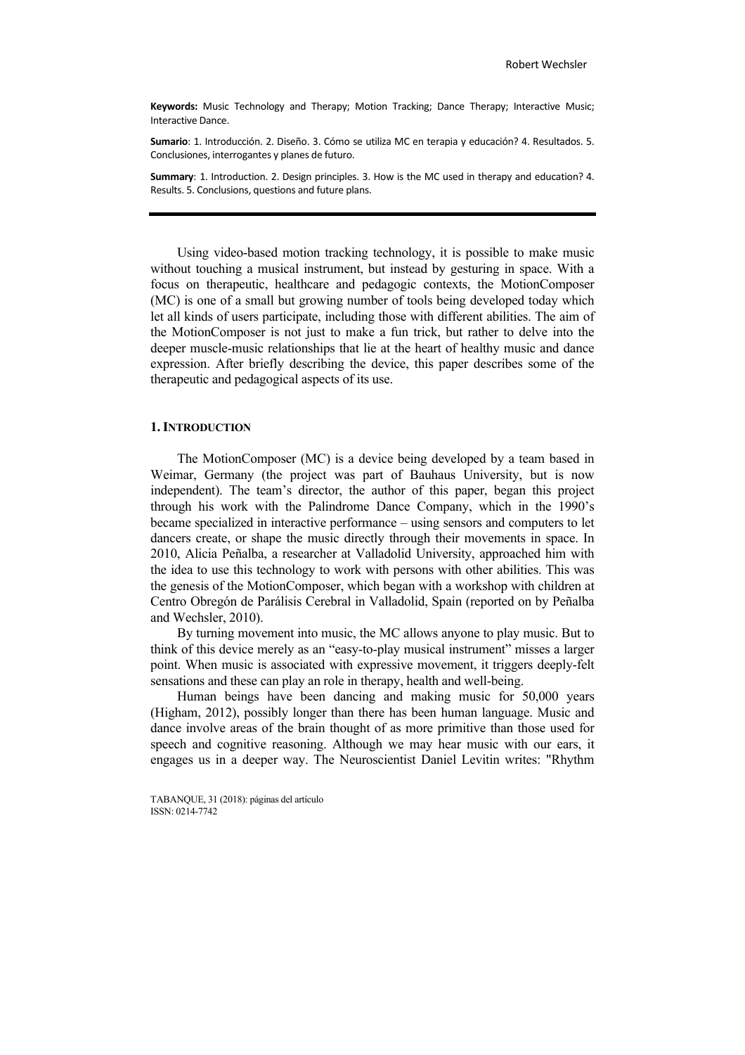**Keywords:** Music Technology and Therapy; Motion Tracking; Dance Therapy; Interactive Music; Interactive Dance.

**Sumario**: 1. Introducción. 2. Diseño. 3. Cómo se utiliza MC en terapia y educación? 4. Resultados. 5. Conclusiones, interrogantes y planes de futuro.

**Summary**: 1. Introduction. 2. Design principles. 3. How is the MC used in therapy and education? 4. Results. 5. Conclusions, questions and future plans.

---

Using video-based motion tracking technology, it is possible to make music without touching a musical instrument, but instead by gesturing in space. With a focus on therapeutic, healthcare and pedagogic contexts, the MotionComposer (MC) is one of a small but growing number of tools being developed today which let all kinds of users participate, including those with different abilities. The aim of the MotionComposer is not just to make a fun trick, but rather to delve into the deeper muscle-music relationships that lie at the heart of healthy music and dance expression. After briefly describing the device, this paper describes some of the therapeutic and pedagogical aspects of its use.

## 1. Introduction

The MotionComposer (MC) is a device being developed by a team based in Weimar, Germany (the project was part of Bauhaus University, but is now independent). The team's director, the author of this paper, began this project through his work with the Palindrome Dance Company, which in the 1990's became specialized in interactive performance – using sensors and computers to let dancers create, or shape the music directly through their movements in space. In 2010, Alicia Peñalba, a researcher at Valladolid University, approached him with the idea to use this technology to work with persons with other abilities. This was the genesis of the MotionComposer, which began with a workshop with children at Centro Obregón de Parálisis Cerebral in Valladolid, Spain (reported on by Peñalba and Wechsler, 2010).

By turning movement into music, the MC allows anyone to play music. But to think of this device merely as an "easy-to-play musical instrument" misses a larger point. When music is associated with expressive movement, it triggers deeply-felt sensations and these can play an role in therapy, health and well-being.

Human beings have been dancing and making music for 50,000 years (Higham, 2012), possibly longer than there has been human language. Music and dance involve areas of the brain thought of as more primitive than those used for speech and cognitive reasoning. Although we may hear music with our ears, it engages us in a deeper way. The Neuroscientist Daniel Levitin writes: "Rhythm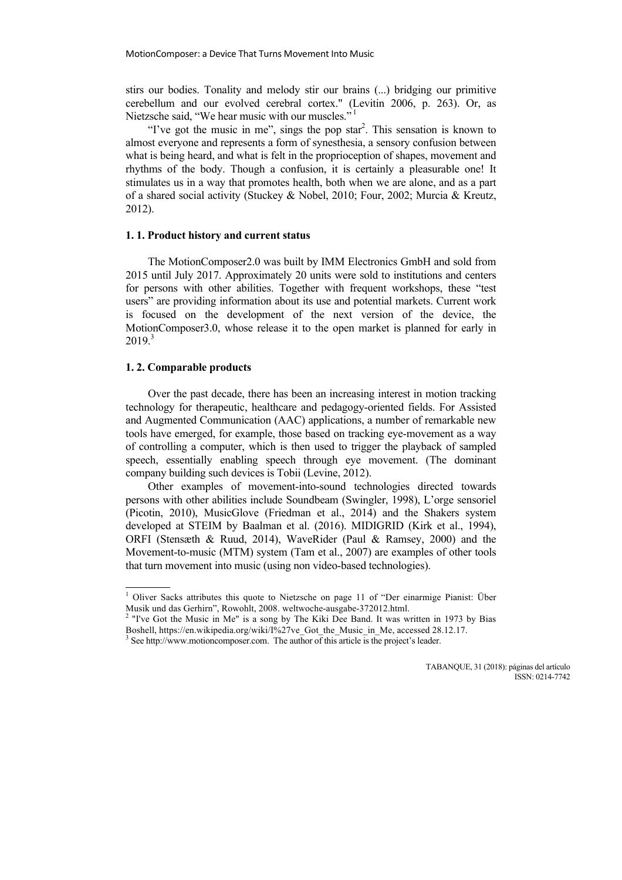stirs our bodies. Tonality and melody stir our brains (...) bridging our primitive cerebellum and our evolved cerebral cortex." (Levitin 2006, p. 263). Or, as Nietzsche said, "We hear music with our muscles."[1]

"I've got the music in me", sings the pop star[2]. This sensation is known to almost everyone and represents a form of synesthesia, a sensory confusion between what is being heard, and what is felt in the proprioception of shapes, movement and rhythms of the body. Though a confusion, it is certainly a pleasurable one! It stimulates us in a way that promotes health, both when we are alone, and as a part of a shared social activity (Stuckey & Nobel, 2010; Four, 2002; Murcia & Kreutz, 2012).

### 1. 1. Product history and current status

The MotionComposer2.0 was built by IMM Electronics GmbH and sold from 2015 until July 2017. Approximately 20 units were sold to institutions and centers for persons with other abilities. Together with frequent workshops, these "test users" are providing information about its use and potential markets. Current work is focused on the development of the next version of the device, the MotionComposer3.0, whose release it to the open market is planned for early in 2019.[3]

### 1. 2. Comparable products

Over the past decade, there has been an increasing interest in motion tracking technology for therapeutic, healthcare and pedagogy-oriented fields. For Assisted and Augmented Communication (AAC) applications, a number of remarkable new tools have emerged, for example, those based on tracking eye-movement as a way of controlling a computer, which is then used to trigger the playback of sampled speech, essentially enabling speech through eye movement. (The dominant company building such devices is Tobii (Levine, 2012).

Other examples of movement-into-sound technologies directed towards persons with other abilities include Soundbeam (Swingler, 1998), L'orge sensoriel (Picotin, 2010), MusicGlove (Friedman et al., 2014) and the Shakers system developed at STEIM by Baalman et al. (2016). MIDIGRID (Kirk et al., 1994), ORFI (Stensæth & Ruud, 2014), WaveRider (Paul & Ramsey, 2000) and the Movement-to-music (MTM) system (Tam et al., 2007) are examples of other tools that turn movement into music (using non video-based technologies).

---

[1] Oliver Sacks attributes this quote to Nietzsche on page 11 of "Der einarmige Pianist: Über Musik und das Gerhirn", Rowohlt, 2008. weltwoche-ausgabe-372012.html.

[2] "I've Got the Music in Me" is a song by The Kiki Dee Band. It was written in 1973 by Bias Boshell, https://en.wikipedia.org/wiki/I%27ve_Got_the_Music_in_Me, accessed 28.12.17.

[3] See http://www.motioncomposer.com. The author of this article is the project's leader.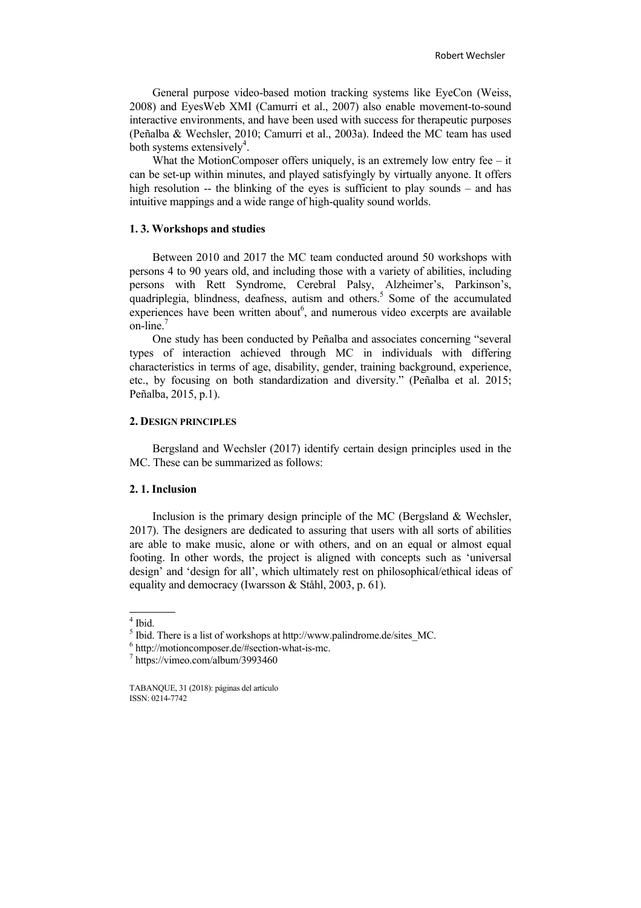General purpose video-based motion tracking systems like EyeCon (Weiss, 2008) and EyesWeb XMI (Camurri et al., 2007) also enable movement-to-sound interactive environments, and have been used with success for therapeutic purposes (Peñalba & Wechsler, 2010; Camurri et al., 2003a). Indeed the MC team has used both systems extensively[4].

What the MotionComposer offers uniquely, is an extremely low entry fee – it can be set-up within minutes, and played satisfyingly by virtually anyone. It offers high resolution -- the blinking of the eyes is sufficient to play sounds – and has intuitive mappings and a wide range of high-quality sound worlds.

### 1. 3. Workshops and studies

Between 2010 and 2017 the MC team conducted around 50 workshops with persons 4 to 90 years old, and including those with a variety of abilities, including persons with Rett Syndrome, Cerebral Palsy, Alzheimer's, Parkinson's, quadriplegia, blindness, deafness, autism and others.[5] Some of the accumulated experiences have been written about[6], and numerous video excerpts are available on-line.[7]

One study has been conducted by Peñalba and associates concerning "several types of interaction achieved through MC in individuals with differing characteristics in terms of age, disability, gender, training background, experience, etc., by focusing on both standardization and diversity." (Peñalba et al. 2015; Peñalba, 2015, p.1).

## 2. Design principles

Bergsland and Wechsler (2017) identify certain design principles used in the MC. These can be summarized as follows:

### 2. 1. Inclusion

Inclusion is the primary design principle of the MC (Bergsland & Wechsler, 2017). The designers are dedicated to assuring that users with all sorts of abilities are able to make music, alone or with others, and on an equal or almost equal footing. In other words, the project is aligned with concepts such as 'universal design' and 'design for all', which ultimately rest on philosophical/ethical ideas of equality and democracy (Iwarsson & Ståhl, 2003, p. 61).

---

[4] Ibid.

[5] Ibid. There is a list of workshops at http://www.palindrome.de/sites_MC.

[6] http://motioncomposer.de/#section-what-is-mc.

[7] https://vimeo.com/album/3993460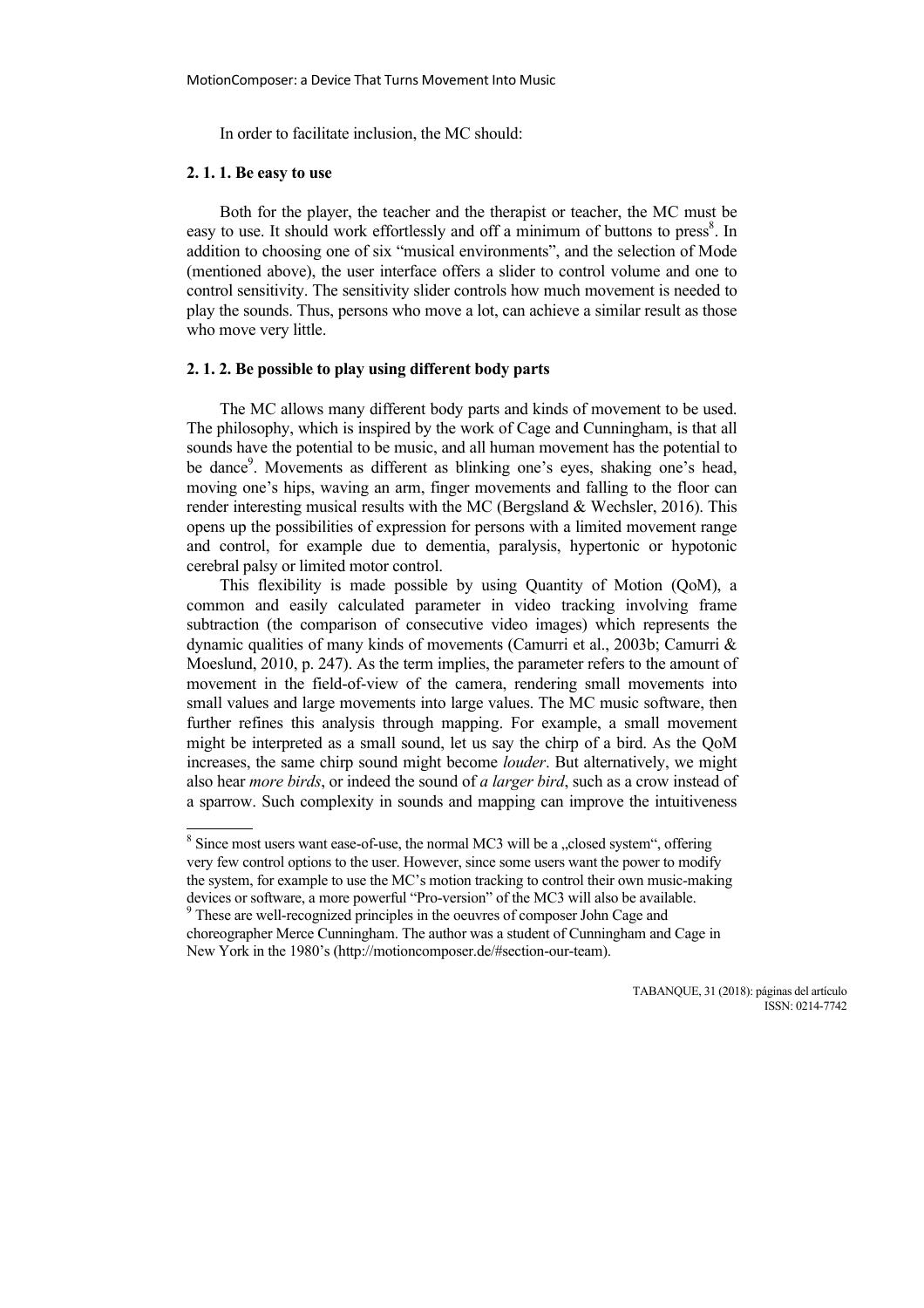In order to facilitate inclusion, the MC should:

### 2. 1. 1. Be easy to use

Both for the player, the teacher and the therapist or teacher, the MC must be easy to use. It should work effortlessly and off a minimum of buttons to press[8]. In addition to choosing one of six "musical environments", and the selection of Mode (mentioned above), the user interface offers a slider to control volume and one to control sensitivity. The sensitivity slider controls how much movement is needed to play the sounds. Thus, persons who move a lot, can achieve a similar result as those who move very little.

### 2. 1. 2. Be possible to play using different body parts

The MC allows many different body parts and kinds of movement to be used. The philosophy, which is inspired by the work of Cage and Cunningham, is that all sounds have the potential to be music, and all human movement has the potential to be dance[9]. Movements as different as blinking one's eyes, shaking one's head, moving one's hips, waving an arm, finger movements and falling to the floor can render interesting musical results with the MC (Bergsland & Wechsler, 2016). This opens up the possibilities of expression for persons with a limited movement range and control, for example due to dementia, paralysis, hypertonic or hypotonic cerebral palsy or limited motor control.

This flexibility is made possible by using Quantity of Motion (QoM), a common and easily calculated parameter in video tracking involving frame subtraction (the comparison of consecutive video images) which represents the dynamic qualities of many kinds of movements (Camurri et al., 2003b; Camurri & Moeslund, 2010, p. 247). As the term implies, the parameter refers to the amount of movement in the field-of-view of the camera, rendering small movements into small values and large movements into large values. The MC music software, then further refines this analysis through mapping. For example, a small movement might be interpreted as a small sound, let us say the chirp of a bird. As the QoM increases, the same chirp sound might become *louder*. But alternatively, we might also hear *more birds*, or indeed the sound of *a larger bird*, such as a crow instead of a sparrow. Such complexity in sounds and mapping can improve the intuitiveness

---

[8] Since most users want ease-of-use, the normal MC3 will be a „closed system", offering very few control options to the user. However, since some users want the power to modify the system, for example to use the MC's motion tracking to control their own music-making devices or software, a more powerful "Pro-version" of the MC3 will also be available.

[9] These are well-recognized principles in the oeuvres of composer John Cage and choreographer Merce Cunningham. The author was a student of Cunningham and Cage in New York in the 1980's (http://motioncomposer.de/#section-our-team).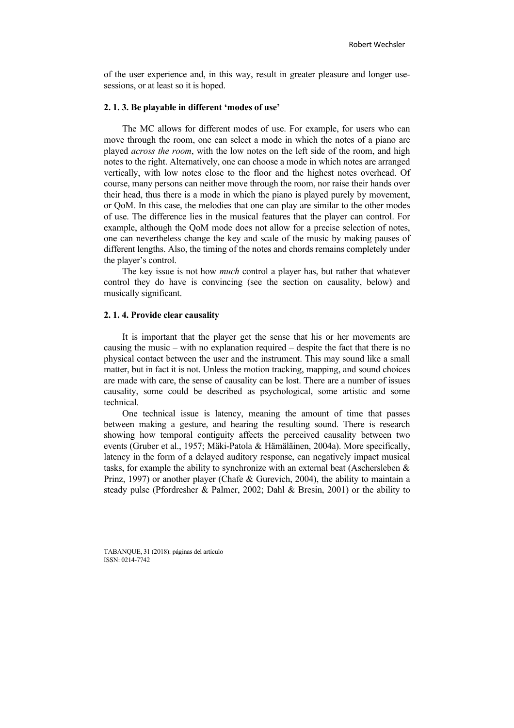of the user experience and, in this way, result in greater pleasure and longer use-sessions, or at least so it is hoped.

### 2. 1. 3. Be playable in different 'modes of use'

The MC allows for different modes of use. For example, for users who can move through the room, one can select a mode in which the notes of a piano are played *across the room*, with the low notes on the left side of the room, and high notes to the right. Alternatively, one can choose a mode in which notes are arranged vertically, with low notes close to the floor and the highest notes overhead. Of course, many persons can neither move through the room, nor raise their hands over their head, thus there is a mode in which the piano is played purely by movement, or QoM. In this case, the melodies that one can play are similar to the other modes of use. The difference lies in the musical features that the player can control. For example, although the QoM mode does not allow for a precise selection of notes, one can nevertheless change the key and scale of the music by making pauses of different lengths. Also, the timing of the notes and chords remains completely under the player's control.

The key issue is not how *much* control a player has, but rather that whatever control they do have is convincing (see the section on causality, below) and musically significant.

### 2. 1. 4. Provide clear causality

It is important that the player get the sense that his or her movements are causing the music – with no explanation required – despite the fact that there is no physical contact between the user and the instrument. This may sound like a small matter, but in fact it is not. Unless the motion tracking, mapping, and sound choices are made with care, the sense of causality can be lost. There are a number of issues causality, some could be described as psychological, some artistic and some technical.

One technical issue is latency, meaning the amount of time that passes between making a gesture, and hearing the resulting sound. There is research showing how temporal contiguity affects the perceived causality between two events (Gruber et al., 1957; Mäki-Patola & Hämäläinen, 2004a). More specifically, latency in the form of a delayed auditory response, can negatively impact musical tasks, for example the ability to synchronize with an external beat (Aschersleben & Prinz, 1997) or another player (Chafe & Gurevich, 2004), the ability to maintain a steady pulse (Pfordresher & Palmer, 2002; Dahl & Bresin, 2001) or the ability to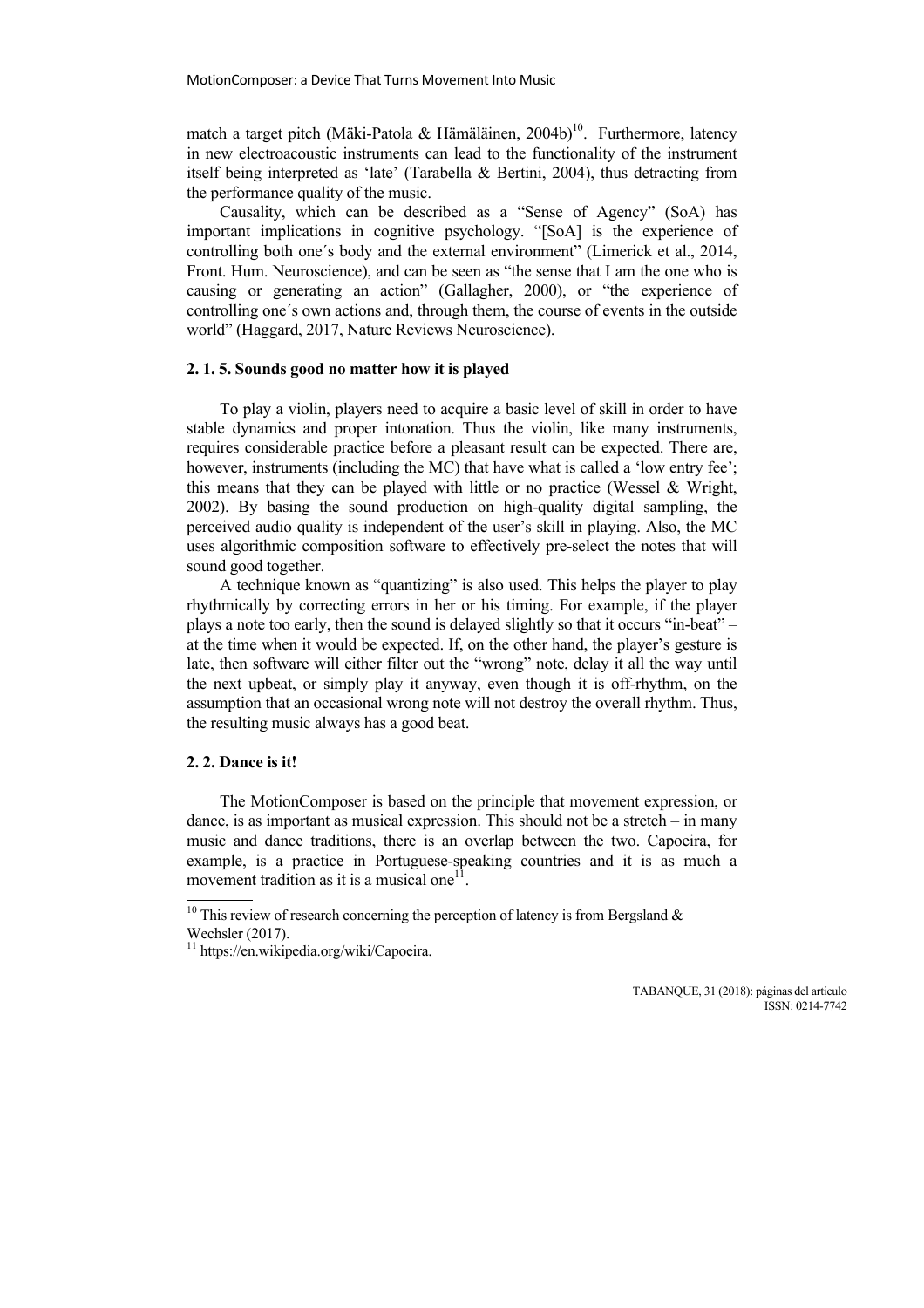match a target pitch (Mäki-Patola & Hämäläinen, 2004b)[10]. Furthermore, latency in new electroacoustic instruments can lead to the functionality of the instrument itself being interpreted as 'late' (Tarabella & Bertini, 2004), thus detracting from the performance quality of the music.

Causality, which can be described as a "Sense of Agency" (SoA) has important implications in cognitive psychology. "[SoA] is the experience of controlling both one´s body and the external environment" (Limerick et al., 2014, Front. Hum. Neuroscience), and can be seen as "the sense that I am the one who is causing or generating an action" (Gallagher, 2000), or "the experience of controlling one´s own actions and, through them, the course of events in the outside world" (Haggard, 2017, Nature Reviews Neuroscience).

### 2. 1. 5. Sounds good no matter how it is played

To play a violin, players need to acquire a basic level of skill in order to have stable dynamics and proper intonation. Thus the violin, like many instruments, requires considerable practice before a pleasant result can be expected. There are, however, instruments (including the MC) that have what is called a 'low entry fee'; this means that they can be played with little or no practice (Wessel & Wright, 2002). By basing the sound production on high-quality digital sampling, the perceived audio quality is independent of the user's skill in playing. Also, the MC uses algorithmic composition software to effectively pre-select the notes that will sound good together.

A technique known as "quantizing" is also used. This helps the player to play rhythmically by correcting errors in her or his timing. For example, if the player plays a note too early, then the sound is delayed slightly so that it occurs "in-beat" – at the time when it would be expected. If, on the other hand, the player's gesture is late, then software will either filter out the "wrong" note, delay it all the way until the next upbeat, or simply play it anyway, even though it is off-rhythm, on the assumption that an occasional wrong note will not destroy the overall rhythm. Thus, the resulting music always has a good beat.

### 2. 2. Dance is it!

The MotionComposer is based on the principle that movement expression, or dance, is as important as musical expression. This should not be a stretch – in many music and dance traditions, there is an overlap between the two. Capoeira, for example, is a practice in Portuguese-speaking countries and it is as much a movement tradition as it is a musical one[11].

---

[10] This review of research concerning the perception of latency is from Bergsland & Wechsler (2017).

[11] https://en.wikipedia.org/wiki/Capoeira.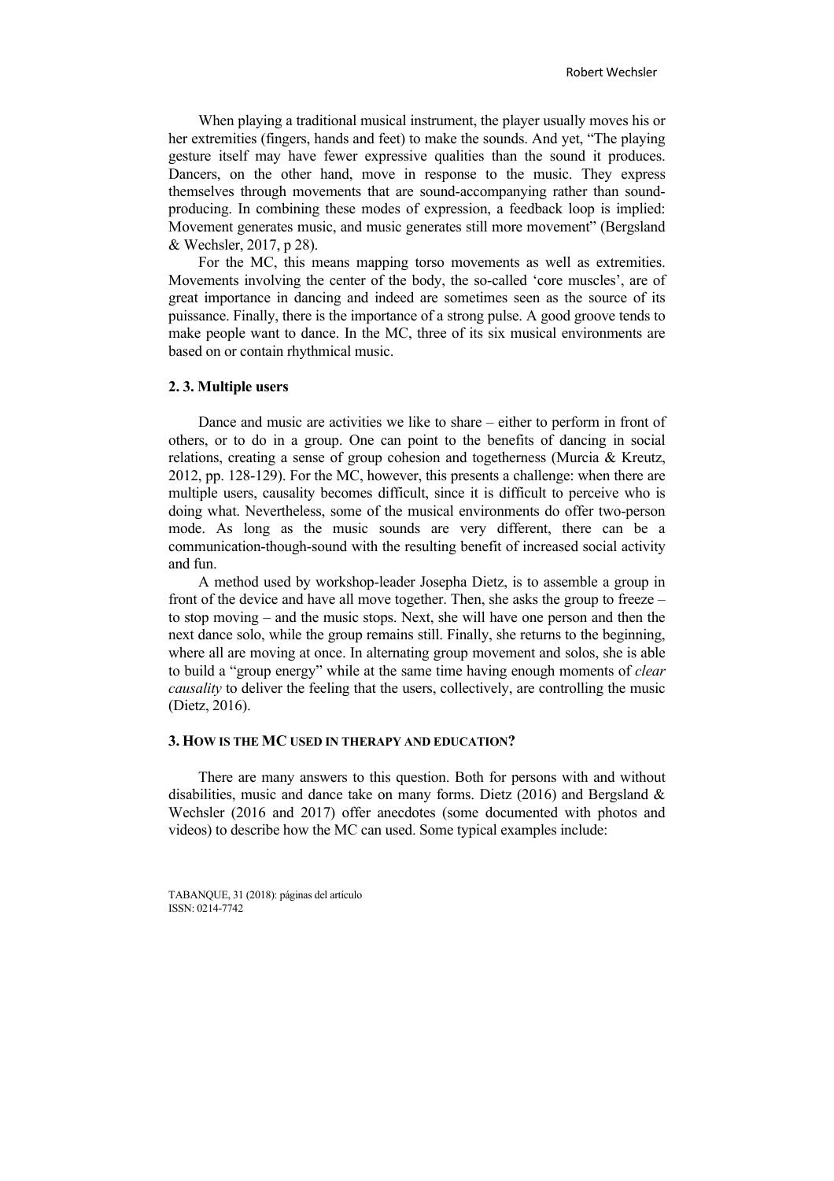When playing a traditional musical instrument, the player usually moves his or her extremities (fingers, hands and feet) to make the sounds. And yet, "The playing gesture itself may have fewer expressive qualities than the sound it produces. Dancers, on the other hand, move in response to the music. They express themselves through movements that are sound-accompanying rather than sound-producing. In combining these modes of expression, a feedback loop is implied: Movement generates music, and music generates still more movement" (Bergsland & Wechsler, 2017, p 28).

For the MC, this means mapping torso movements as well as extremities. Movements involving the center of the body, the so-called 'core muscles', are of great importance in dancing and indeed are sometimes seen as the source of its puissance. Finally, there is the importance of a strong pulse. A good groove tends to make people want to dance. In the MC, three of its six musical environments are based on or contain rhythmical music.

### 2. 3. Multiple users

Dance and music are activities we like to share – either to perform in front of others, or to do in a group. One can point to the benefits of dancing in social relations, creating a sense of group cohesion and togetherness (Murcia & Kreutz, 2012, pp. 128-129). For the MC, however, this presents a challenge: when there are multiple users, causality becomes difficult, since it is difficult to perceive who is doing what. Nevertheless, some of the musical environments do offer two-person mode. As long as the music sounds are very different, there can be a communication-though-sound with the resulting benefit of increased social activity and fun.

A method used by workshop-leader Josepha Dietz, is to assemble a group in front of the device and have all move together. Then, she asks the group to freeze – to stop moving – and the music stops. Next, she will have one person and then the next dance solo, while the group remains still. Finally, she returns to the beginning, where all are moving at once. In alternating group movement and solos, she is able to build a "group energy" while at the same time having enough moments of *clear causality* to deliver the feeling that the users, collectively, are controlling the music (Dietz, 2016).

## 3. How is the MC used in therapy and education?

There are many answers to this question. Both for persons with and without disabilities, music and dance take on many forms. Dietz (2016) and Bergsland & Wechsler (2016 and 2017) offer anecdotes (some documented with photos and videos) to describe how the MC can used. Some typical examples include: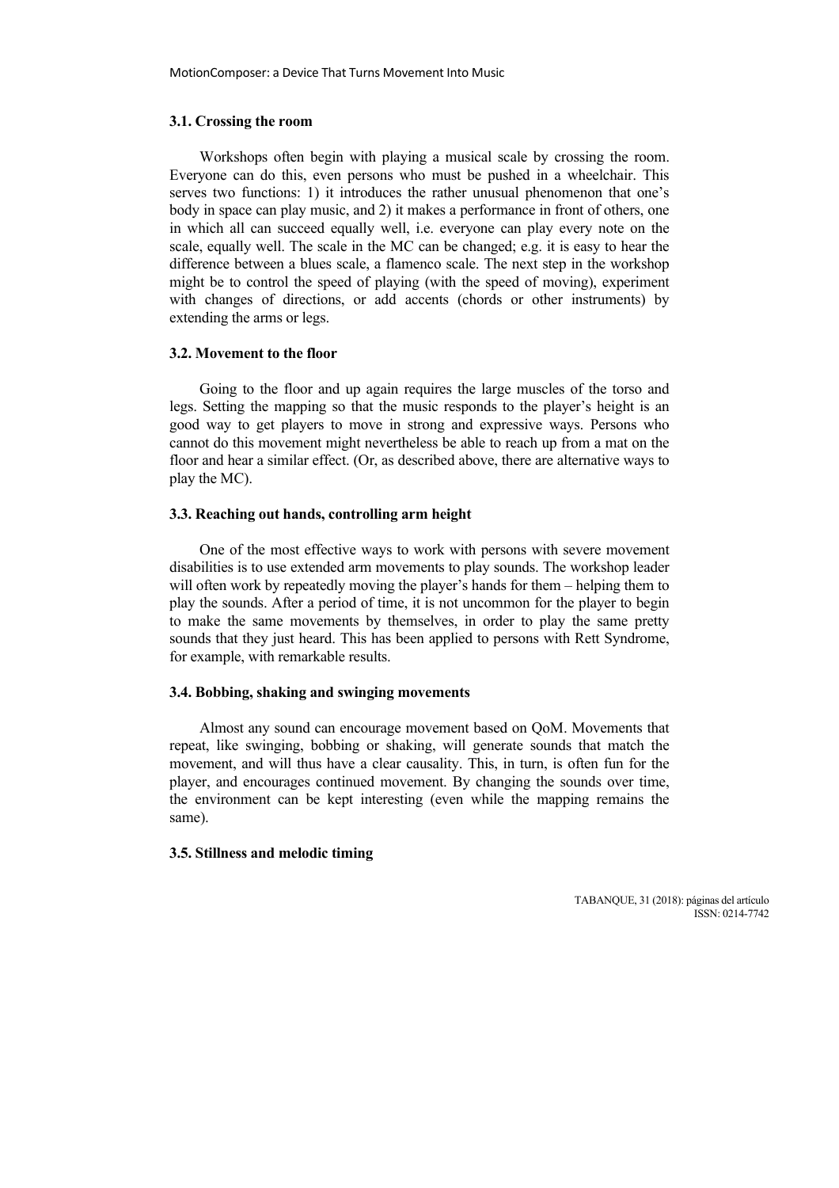### 3.1. Crossing the room

Workshops often begin with playing a musical scale by crossing the room. Everyone can do this, even persons who must be pushed in a wheelchair. This serves two functions: 1) it introduces the rather unusual phenomenon that one's body in space can play music, and 2) it makes a performance in front of others, one in which all can succeed equally well, i.e. everyone can play every note on the scale, equally well. The scale in the MC can be changed; e.g. it is easy to hear the difference between a blues scale, a flamenco scale. The next step in the workshop might be to control the speed of playing (with the speed of moving), experiment with changes of directions, or add accents (chords or other instruments) by extending the arms or legs.

### 3.2. Movement to the floor

Going to the floor and up again requires the large muscles of the torso and legs. Setting the mapping so that the music responds to the player's height is an good way to get players to move in strong and expressive ways. Persons who cannot do this movement might nevertheless be able to reach up from a mat on the floor and hear a similar effect. (Or, as described above, there are alternative ways to play the MC).

### 3.3. Reaching out hands, controlling arm height

One of the most effective ways to work with persons with severe movement disabilities is to use extended arm movements to play sounds. The workshop leader will often work by repeatedly moving the player's hands for them – helping them to play the sounds. After a period of time, it is not uncommon for the player to begin to make the same movements by themselves, in order to play the same pretty sounds that they just heard. This has been applied to persons with Rett Syndrome, for example, with remarkable results.

### 3.4. Bobbing, shaking and swinging movements

Almost any sound can encourage movement based on QoM. Movements that repeat, like swinging, bobbing or shaking, will generate sounds that match the movement, and will thus have a clear causality. This, in turn, is often fun for the player, and encourages continued movement. By changing the sounds over time, the environment can be kept interesting (even while the mapping remains the same).

### 3.5. Stillness and melodic timing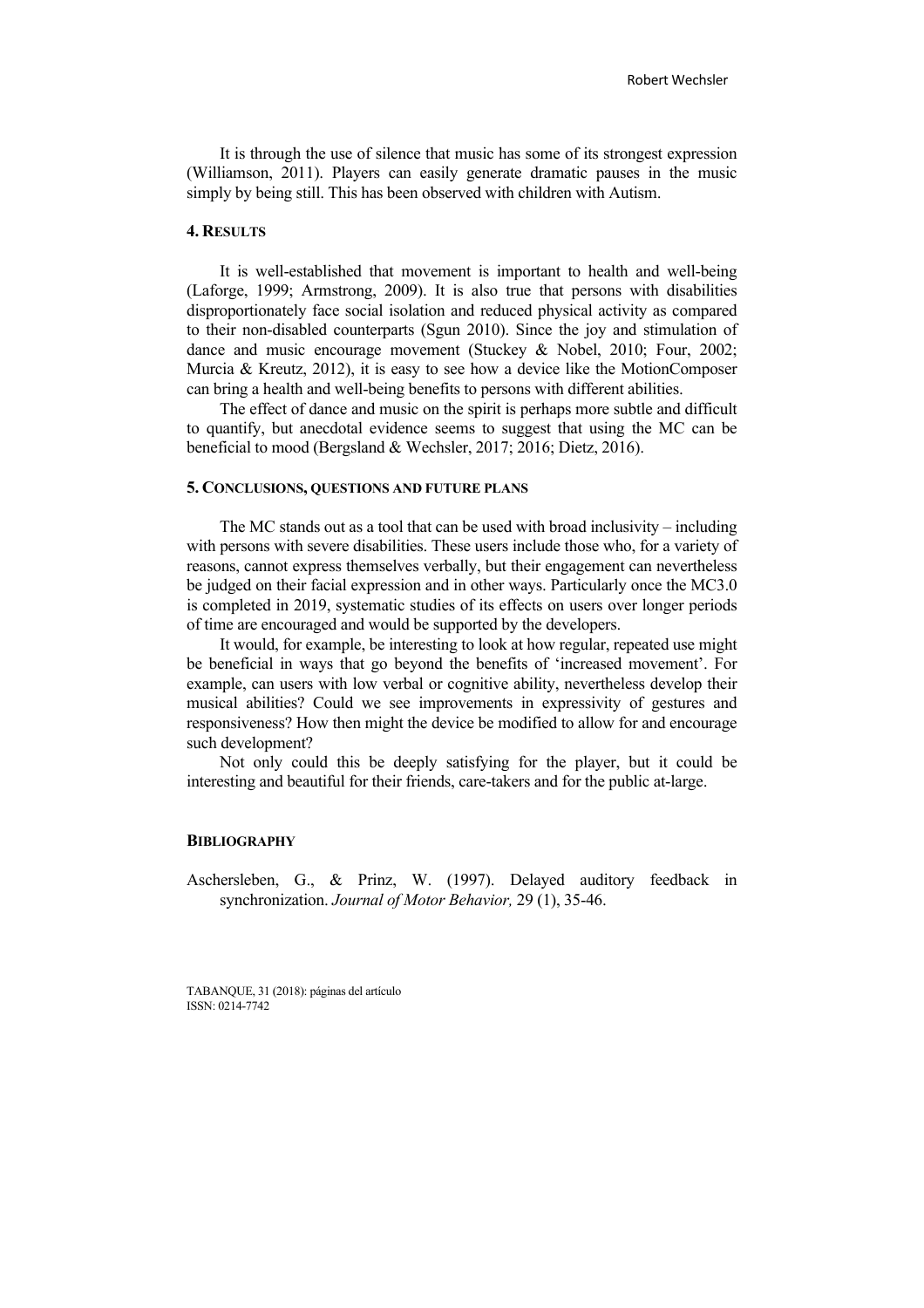It is through the use of silence that music has some of its strongest expression (Williamson, 2011). Players can easily generate dramatic pauses in the music simply by being still. This has been observed with children with Autism.

## 4. Results

It is well-established that movement is important to health and well-being (Laforge, 1999; Armstrong, 2009). It is also true that persons with disabilities disproportionately face social isolation and reduced physical activity as compared to their non-disabled counterparts (Sgun 2010). Since the joy and stimulation of dance and music encourage movement (Stuckey & Nobel, 2010; Four, 2002; Murcia & Kreutz, 2012), it is easy to see how a device like the MotionComposer can bring a health and well-being benefits to persons with different abilities.

The effect of dance and music on the spirit is perhaps more subtle and difficult to quantify, but anecdotal evidence seems to suggest that using the MC can be beneficial to mood (Bergsland & Wechsler, 2017; 2016; Dietz, 2016).

## 5. Conclusions, questions and future plans

The MC stands out as a tool that can be used with broad inclusivity – including with persons with severe disabilities. These users include those who, for a variety of reasons, cannot express themselves verbally, but their engagement can nevertheless be judged on their facial expression and in other ways. Particularly once the MC3.0 is completed in 2019, systematic studies of its effects on users over longer periods of time are encouraged and would be supported by the developers.

It would, for example, be interesting to look at how regular, repeated use might be beneficial in ways that go beyond the benefits of 'increased movement'. For example, can users with low verbal or cognitive ability, nevertheless develop their musical abilities? Could we see improvements in expressivity of gestures and responsiveness? How then might the device be modified to allow for and encourage such development?

Not only could this be deeply satisfying for the player, but it could be interesting and beautiful for their friends, care-takers and for the public at-large.

## Bibliography

Aschersleben, G., & Prinz, W. (1997). Delayed auditory feedback in synchronization. *Journal of Motor Behavior,* 29 (1), 35-46.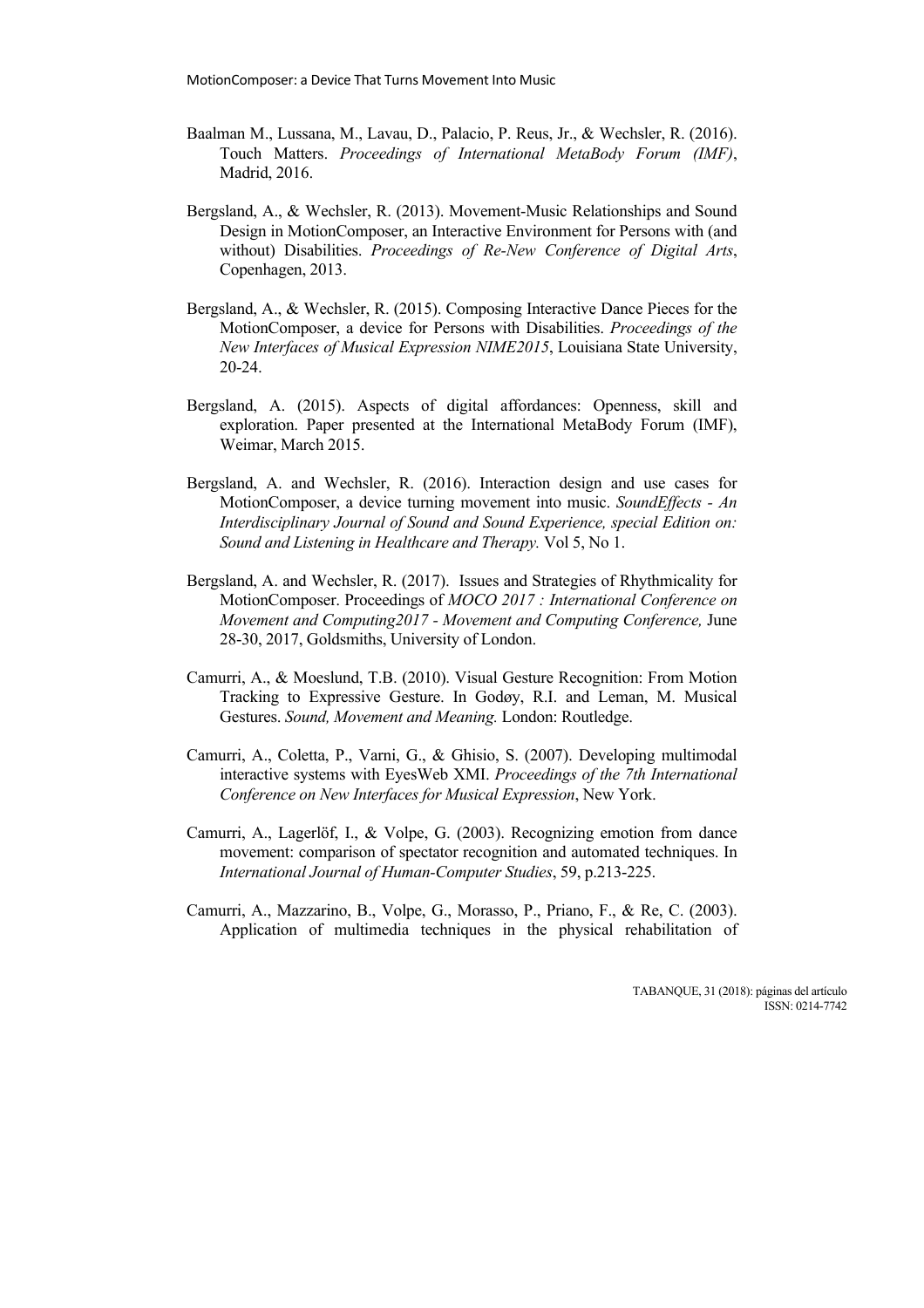Baalman M., Lussana, M., Lavau, D., Palacio, P. Reus, Jr., & Wechsler, R. (2016). Touch Matters. *Proceedings of International MetaBody Forum (IMF)*, Madrid, 2016.

Bergsland, A., & Wechsler, R. (2013). Movement-Music Relationships and Sound Design in MotionComposer, an Interactive Environment for Persons with (and without) Disabilities. *Proceedings of Re-New Conference of Digital Arts*, Copenhagen, 2013.

Bergsland, A., & Wechsler, R. (2015). Composing Interactive Dance Pieces for the MotionComposer, a device for Persons with Disabilities. *Proceedings of the New Interfaces of Musical Expression NIME2015*, Louisiana State University, 20-24.

Bergsland, A. (2015). Aspects of digital affordances: Openness, skill and exploration. Paper presented at the International MetaBody Forum (IMF), Weimar, March 2015.

Bergsland, A. and Wechsler, R. (2016). Interaction design and use cases for MotionComposer, a device turning movement into music. *SoundEffects - An Interdisciplinary Journal of Sound and Sound Experience, special Edition on: Sound and Listening in Healthcare and Therapy.* Vol 5, No 1.

Bergsland, A. and Wechsler, R. (2017). Issues and Strategies of Rhythmicality for MotionComposer. Proceedings of *MOCO 2017 : International Conference on Movement and Computing2017 - Movement and Computing Conference,* June 28-30, 2017, Goldsmiths, University of London.

Camurri, A., & Moeslund, T.B. (2010). Visual Gesture Recognition: From Motion Tracking to Expressive Gesture. In Godøy, R.I. and Leman, M. Musical Gestures. *Sound, Movement and Meaning.* London: Routledge.

Camurri, A., Coletta, P., Varni, G., & Ghisio, S. (2007). Developing multimodal interactive systems with EyesWeb XMI. *Proceedings of the 7th International Conference on New Interfaces for Musical Expression*, New York.

Camurri, A., Lagerlöf, I., & Volpe, G. (2003). Recognizing emotion from dance movement: comparison of spectator recognition and automated techniques. In *International Journal of Human-Computer Studies*, 59, p.213-225.

Camurri, A., Mazzarino, B., Volpe, G., Morasso, P., Priano, F., & Re, C. (2003). Application of multimedia techniques in the physical rehabilitation of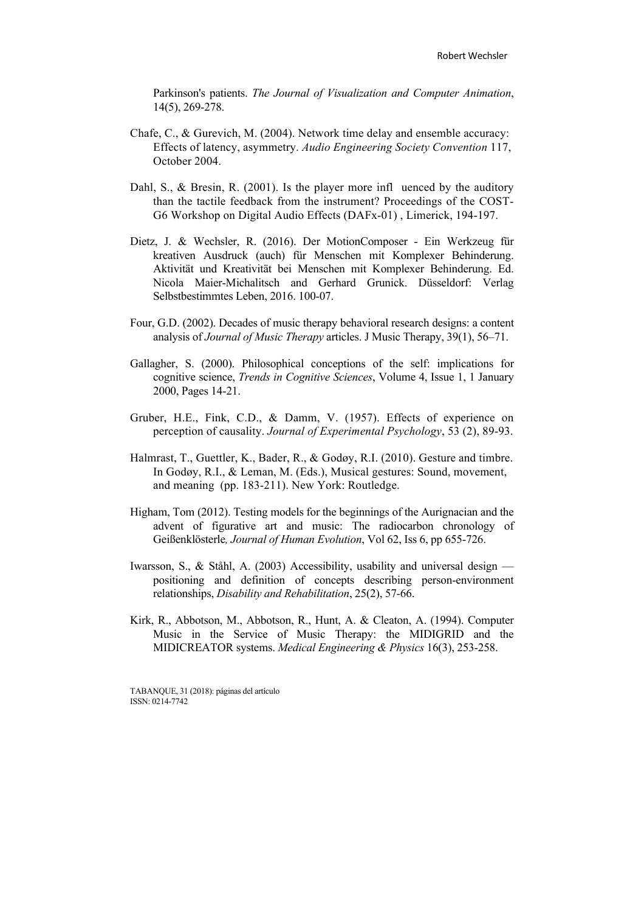Parkinson's patients. *The Journal of Visualization and Computer Animation*, 14(5), 269-278.

Chafe, C., & Gurevich, M. (2004). Network time delay and ensemble accuracy: Effects of latency, asymmetry. *Audio Engineering Society Convention* 117, October 2004.

Dahl, S., & Bresin, R. (2001). Is the player more infl uenced by the auditory than the tactile feedback from the instrument? Proceedings of the COST-G6 Workshop on Digital Audio Effects (DAFx-01) , Limerick, 194-197.

Dietz, J. & Wechsler, R. (2016). Der MotionComposer - Ein Werkzeug für kreativen Ausdruck (auch) für Menschen mit Komplexer Behinderung. Aktivität und Kreativität bei Menschen mit Komplexer Behinderung. Ed. Nicola Maier-Michalitsch and Gerhard Grunick. Düsseldorf: Verlag Selbstbestimmtes Leben, 2016. 100-07.

Four, G.D. (2002). Decades of music therapy behavioral research designs: a content analysis of *Journal of Music Therapy* articles. J Music Therapy, 39(1), 56–71.

Gallagher, S. (2000). Philosophical conceptions of the self: implications for cognitive science, *Trends in Cognitive Sciences*, Volume 4, Issue 1, 1 January 2000, Pages 14-21.

Gruber, H.E., Fink, C.D., & Damm, V. (1957). Effects of experience on perception of causality. *Journal of Experimental Psychology*, 53 (2), 89-93.

Halmrast, T., Guettler, K., Bader, R., & Godøy, R.I. (2010). Gesture and timbre. In Godøy, R.I., & Leman, M. (Eds.), Musical gestures: Sound, movement, and meaning (pp. 183-211). New York: Routledge.

Higham, Tom (2012). Testing models for the beginnings of the Aurignacian and the advent of figurative art and music: The radiocarbon chronology of Geißenklösterle*, Journal of Human Evolution*, Vol 62, Iss 6, pp 655-726.

Iwarsson, S., & Ståhl, A. (2003) Accessibility, usability and universal design — positioning and definition of concepts describing person-environment relationships, *Disability and Rehabilitation*, 25(2), 57-66.

Kirk, R., Abbotson, M., Abbotson, R., Hunt, A. & Cleaton, A. (1994). Computer Music in the Service of Music Therapy: the MIDIGRID and the MIDICREATOR systems. *Medical Engineering & Physics* 16(3), 253-258.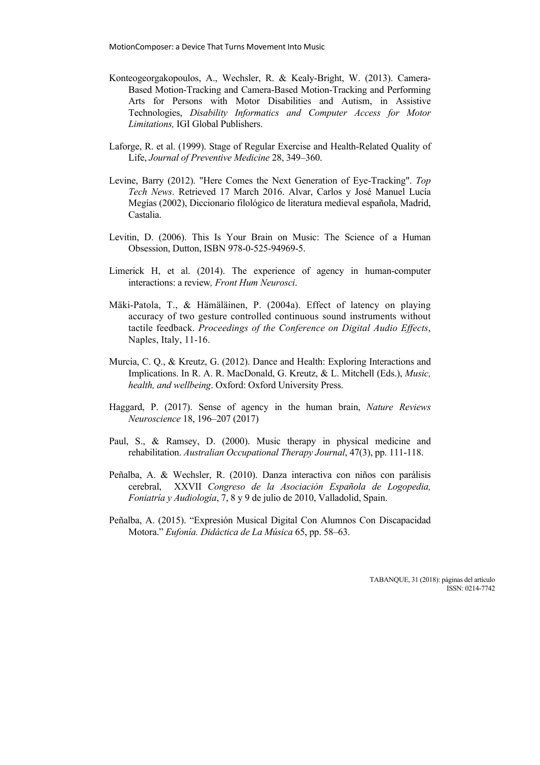Konteogeorgakopoulos, A., Wechsler, R. & Kealy-Bright, W. (2013). Camera-Based Motion-Tracking and Camera-Based Motion-Tracking and Performing Arts for Persons with Motor Disabilities and Autism, in Assistive Technologies, *Disability Informatics and Computer Access for Motor Limitations,* IGI Global Publishers.

Laforge, R. et al. (1999). Stage of Regular Exercise and Health-Related Quality of Life, *Journal of Preventive Medicine* 28, 349–360.

Levine, Barry (2012). "Here Comes the Next Generation of Eye-Tracking". *Top Tech News*. Retrieved 17 March 2016. Alvar, Carlos y José Manuel Lucía Megías (2002), Diccionario filológico de literatura medieval española, Madrid, Castalia.

Levitin, D. (2006). This Is Your Brain on Music: The Science of a Human Obsession, Dutton, ISBN 978-0-525-94969-5.

Limerick H, et al. (2014). The experience of agency in human-computer interactions: a review*, Front Hum Neurosci*.

Mäki-Patola, T., & Hämäläinen, P. (2004a). Effect of latency on playing accuracy of two gesture controlled continuous sound instruments without tactile feedback. *Proceedings of the Conference on Digital Audio Effects*, Naples, Italy, 11-16.

Murcia, C. Q., & Kreutz, G. (2012). Dance and Health: Exploring Interactions and Implications. In R. A. R. MacDonald, G. Kreutz, & L. Mitchell (Eds.), *Music, health, and wellbeing*. Oxford: Oxford University Press.

Haggard, P. (2017). Sense of agency in the human brain, *Nature Reviews Neuroscience* 18, 196–207 (2017)

Paul, S., & Ramsey, D. (2000). Music therapy in physical medicine and rehabilitation. *Australian Occupational Therapy Journal*, 47(3), pp. 111-118.

Peñalba, A. & Wechsler, R. (2010). Danza interactiva con niños con parálisis cerebral, XXVII *Congreso de la Asociación Española de Logopedia, Foniatría y Audiología*, 7, 8 y 9 de julio de 2010, Valladolid, Spain.

Peñalba, A. (2015). "Expresión Musical Digital Con Alumnos Con Discapacidad Motora." *Eufonía. Didáctica de La Música* 65, pp. 58–63.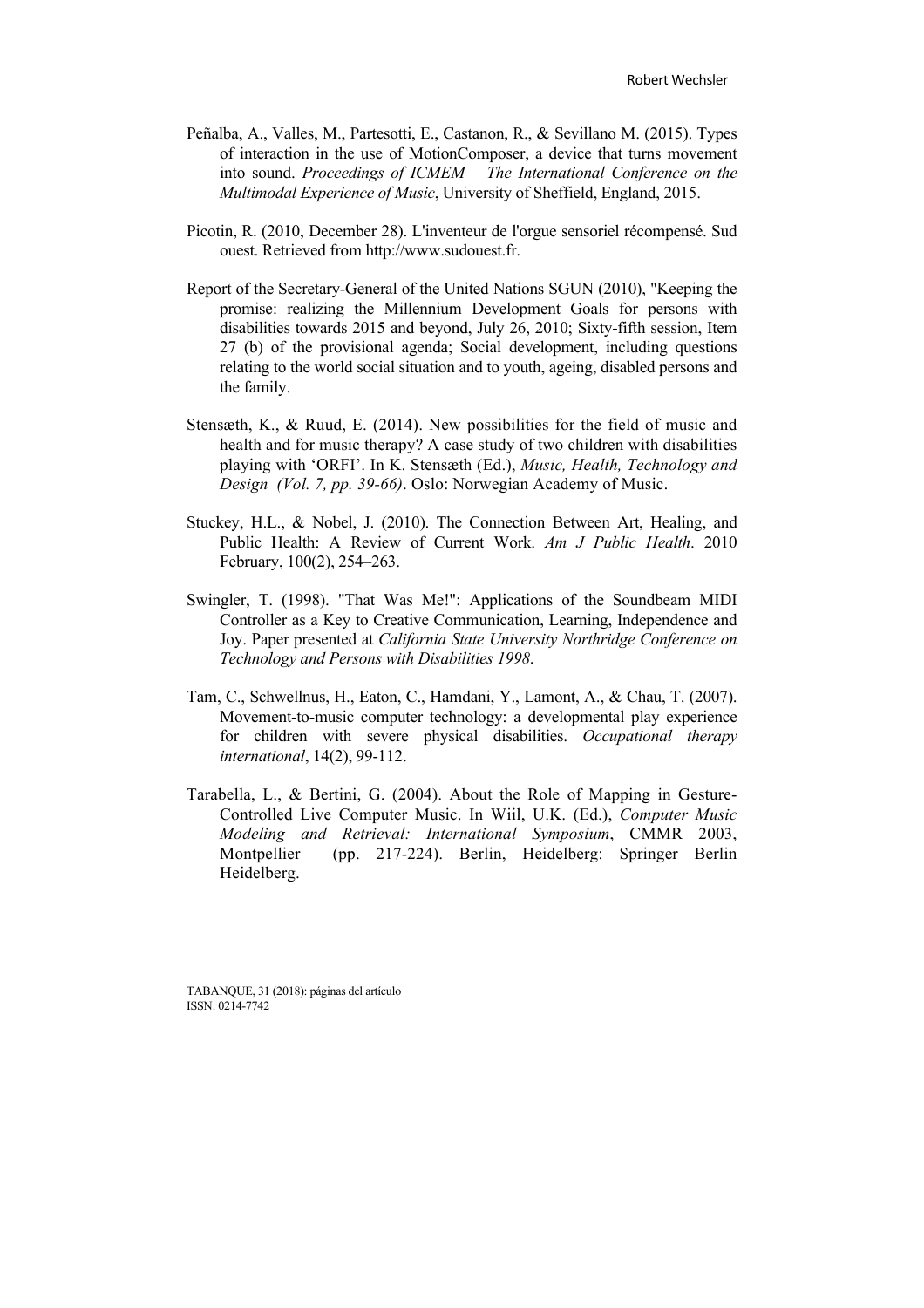Peñalba, A., Valles, M., Partesotti, E., Castanon, R., & Sevillano M. (2015). Types of interaction in the use of MotionComposer, a device that turns movement into sound. *Proceedings of ICMEM – The International Conference on the Multimodal Experience of Music*, University of Sheffield, England, 2015.

Picotin, R. (2010, December 28). L'inventeur de l'orgue sensoriel récompensé. Sud ouest. Retrieved from http://www.sudouest.fr.

Report of the Secretary-General of the United Nations SGUN (2010), "Keeping the promise: realizing the Millennium Development Goals for persons with disabilities towards 2015 and beyond, July 26, 2010; Sixty-fifth session, Item 27 (b) of the provisional agenda; Social development, including questions relating to the world social situation and to youth, ageing, disabled persons and the family.

Stensæth, K., & Ruud, E. (2014). New possibilities for the field of music and health and for music therapy? A case study of two children with disabilities playing with 'ORFI'. In K. Stensæth (Ed.), *Music, Health, Technology and Design (Vol. 7, pp. 39-66)*. Oslo: Norwegian Academy of Music.

Stuckey, H.L., & Nobel, J. (2010). The Connection Between Art, Healing, and Public Health: A Review of Current Work. *Am J Public Health*. 2010 February, 100(2), 254–263.

Swingler, T. (1998). "That Was Me!": Applications of the Soundbeam MIDI Controller as a Key to Creative Communication, Learning, Independence and Joy. Paper presented at *California State University Northridge Conference on Technology and Persons with Disabilities 1998*.

Tam, C., Schwellnus, H., Eaton, C., Hamdani, Y., Lamont, A., & Chau, T. (2007). Movement-to-music computer technology: a developmental play experience for children with severe physical disabilities. *Occupational therapy international*, 14(2), 99-112.

Tarabella, L., & Bertini, G. (2004). About the Role of Mapping in Gesture-Controlled Live Computer Music. In Wiil, U.K. (Ed.), *Computer Music Modeling and Retrieval: International Symposium*, CMMR 2003, Montpellier (pp. 217-224). Berlin, Heidelberg: Springer Berlin Heidelberg.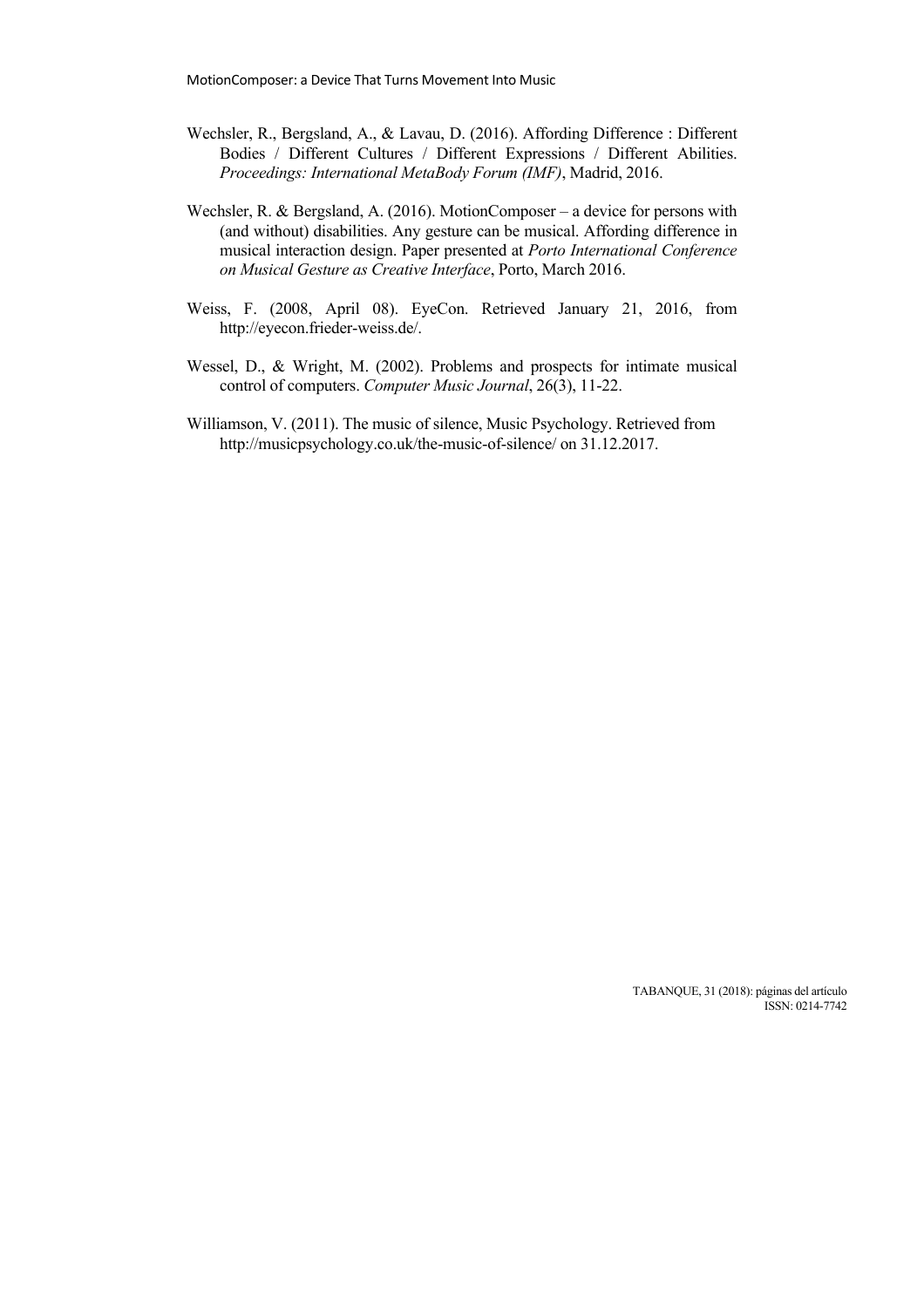Wechsler, R., Bergsland, A., & Lavau, D. (2016). Affording Difference : Different Bodies / Different Cultures / Different Expressions / Different Abilities. *Proceedings: International MetaBody Forum (IMF)*, Madrid, 2016.

Wechsler, R. & Bergsland, A. (2016). MotionComposer – a device for persons with (and without) disabilities. Any gesture can be musical. Affording difference in musical interaction design. Paper presented at *Porto International Conference on Musical Gesture as Creative Interface*, Porto, March 2016.

Weiss, F. (2008, April 08). EyeCon. Retrieved January 21, 2016, from http://eyecon.frieder-weiss.de/.

Wessel, D., & Wright, M. (2002). Problems and prospects for intimate musical control of computers. *Computer Music Journal*, 26(3), 11-22.

Williamson, V. (2011). The music of silence, Music Psychology. Retrieved from http://musicpsychology.co.uk/the-music-of-silence/ on 31.12.2017.